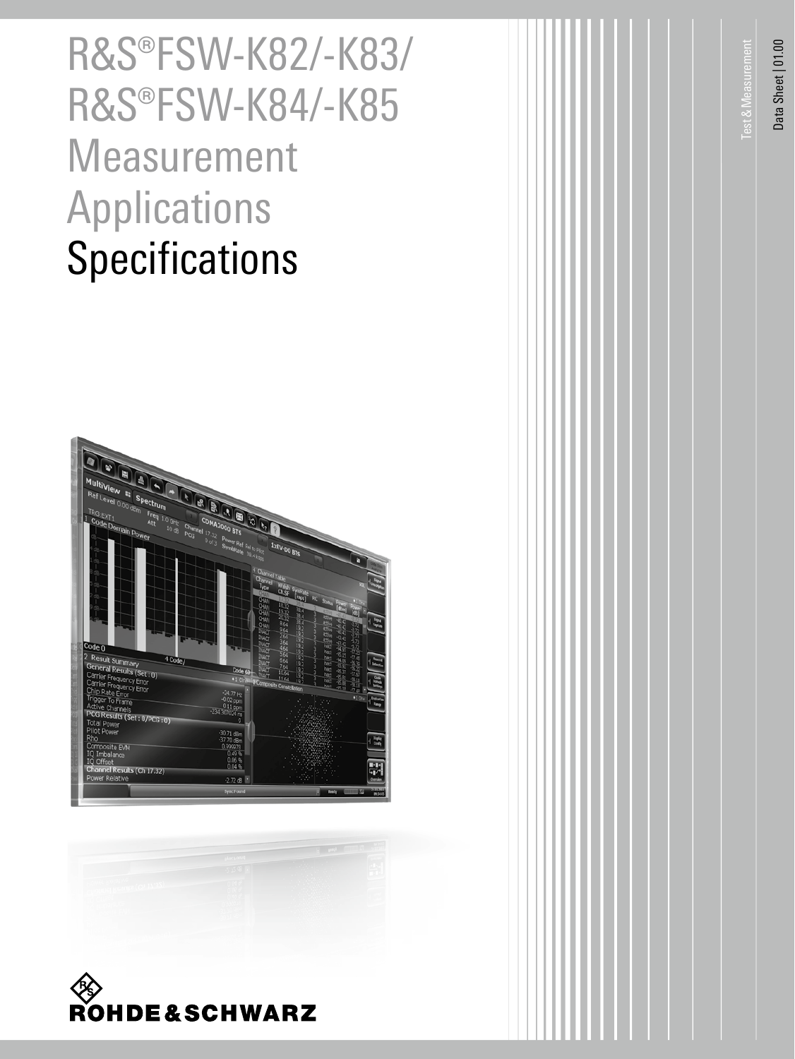# R&S®FSW-K82/-K83/ R&S®FSW-K84/-K85 Measurement Applications Specifications

Test & Measurement

Data Sheet | 01.00

ROHDE&SCHWARZ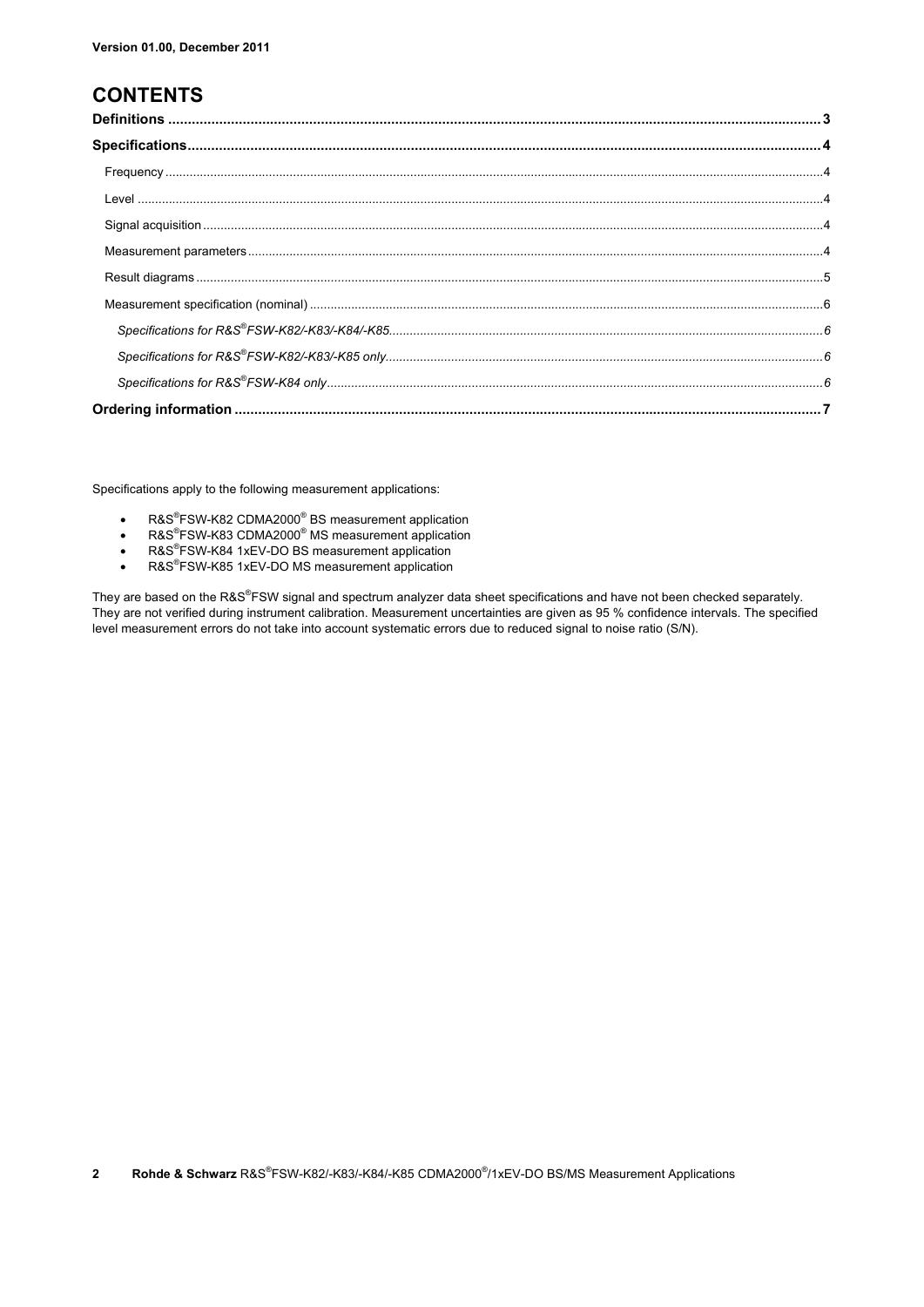Version 01.00, December 2011

# CONTENTS

**Definitions** .......... **3**

**Specifications** .......... **4**

- Frequency .......... 4
- Level .......... 4
- Signal acquisition .......... 4
- Measurement parameters .......... 4
- Result diagrams .......... 5
- Measurement specification (nominal) .......... 6
  - *Specifications for R&S®FSW-K82/-K83/-K84/-K85* .......... *6*
  - *Specifications for R&S®FSW-K82/-K83/-K85 only* .......... *6*
  - *Specifications for R&S®FSW-K84 only* .......... *6*

**Ordering information** .......... **7**

Specifications apply to the following measurement applications:

- R&S®FSW-K82 CDMA2000® BS measurement application
- R&S®FSW-K83 CDMA2000® MS measurement application
- R&S®FSW-K84 1xEV-DO BS measurement application
- R&S®FSW-K85 1xEV-DO MS measurement application

They are based on the R&S®FSW signal and spectrum analyzer data sheet specifications and have not been checked separately. They are not verified during instrument calibration. Measurement uncertainties are given as 95 % confidence intervals. The specified level measurement errors do not take into account systematic errors due to reduced signal to noise ratio (S/N).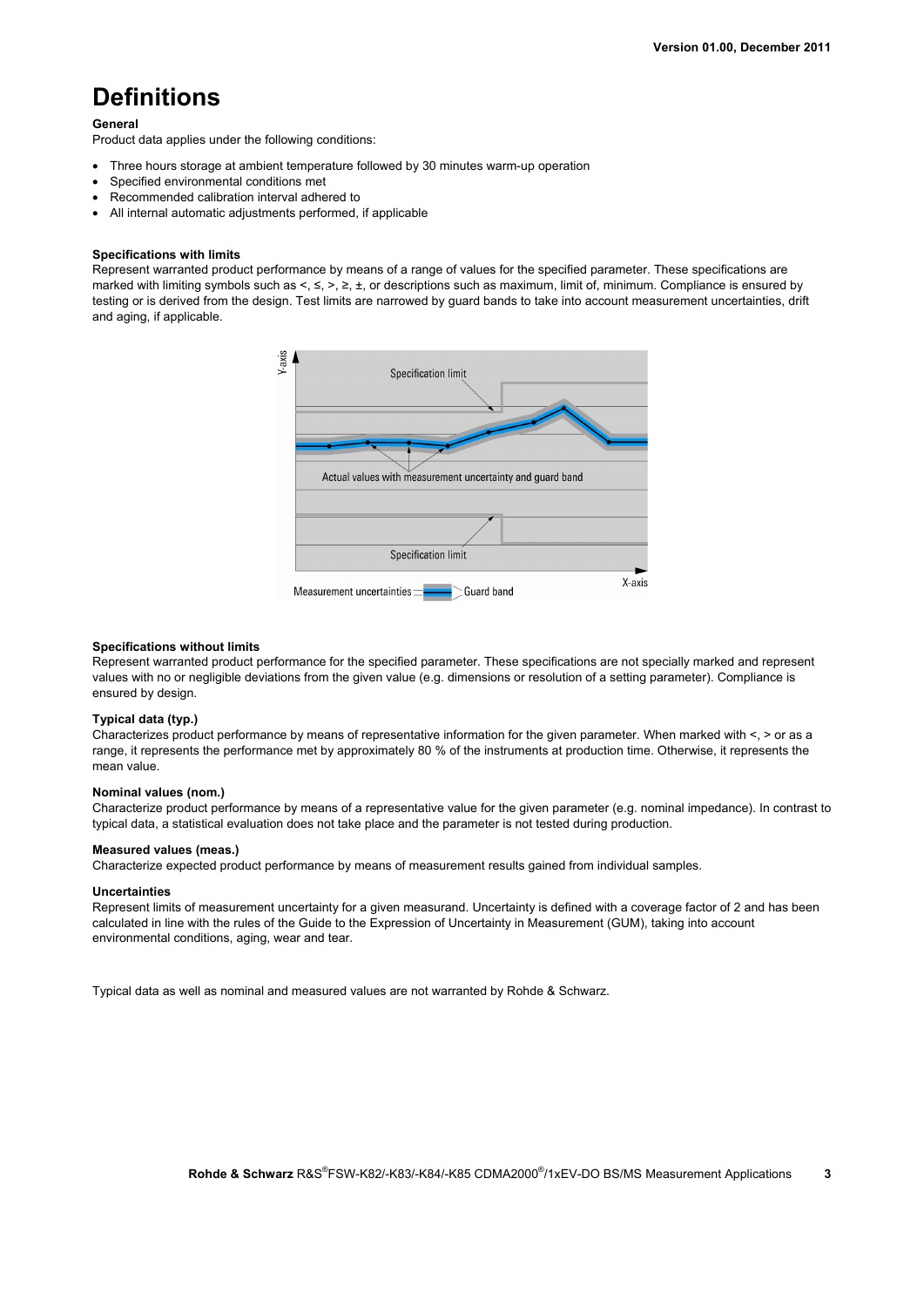# Definitions

**General**

Product data applies under the following conditions:

- Three hours storage at ambient temperature followed by 30 minutes warm-up operation
- Specified environmental conditions met
- Recommended calibration interval adhered to
- All internal automatic adjustments performed, if applicable

**Specifications with limits**

Represent warranted product performance by means of a range of values for the specified parameter. These specifications are marked with limiting symbols such as <, ≤, >, ≥, ±, or descriptions such as maximum, limit of, minimum. Compliance is ensured by testing or is derived from the design. Test limits are narrowed by guard bands to take into account measurement uncertainties, drift and aging, if applicable.

**Specifications without limits**

Represent warranted product performance for the specified parameter. These specifications are not specially marked and represent values with no or negligible deviations from the given value (e.g. dimensions or resolution of a setting parameter). Compliance is ensured by design.

**Typical data (typ.)**

Characterizes product performance by means of representative information for the given parameter. When marked with <, > or as a range, it represents the performance met by approximately 80 % of the instruments at production time. Otherwise, it represents the mean value.

**Nominal values (nom.)**

Characterize product performance by means of a representative value for the given parameter (e.g. nominal impedance). In contrast to typical data, a statistical evaluation does not take place and the parameter is not tested during production.

**Measured values (meas.)**

Characterize expected product performance by means of measurement results gained from individual samples.

**Uncertainties**

Represent limits of measurement uncertainty for a given measurand. Uncertainty is defined with a coverage factor of 2 and has been calculated in line with the rules of the Guide to the Expression of Uncertainty in Measurement (GUM), taking into account environmental conditions, aging, wear and tear.

Typical data as well as nominal and measured values are not warranted by Rohde & Schwarz.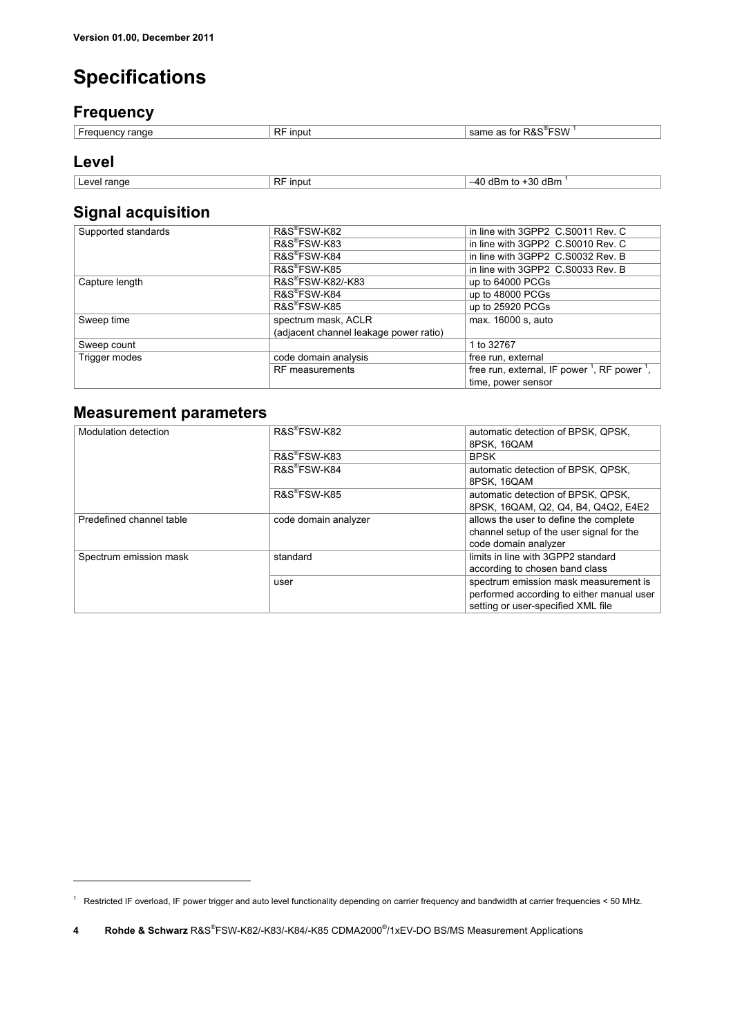Version 01.00, December 2011

# Specifications

## Frequency

| | | |
|---|---|---|
| Frequency range | RF input | same as for R&S®FSW [1] |

## Level

| | | |
|---|---|---|
| Level range | RF input | –40 dBm to +30 dBm [1] |

## Signal acquisition

| | | |
|---|---|---|
| Supported standards | R&S®FSW-K82 | in line with 3GPP2 C.S0011 Rev. C |
| | R&S®FSW-K83 | in line with 3GPP2 C.S0010 Rev. C |
| | R&S®FSW-K84 | in line with 3GPP2 C.S0032 Rev. B |
| | R&S®FSW-K85 | in line with 3GPP2 C.S0033 Rev. B |
| Capture length | R&S®FSW-K82/-K83 | up to 64000 PCGs |
| | R&S®FSW-K84 | up to 48000 PCGs |
| | R&S®FSW-K85 | up to 25920 PCGs |
| Sweep time | spectrum mask, ACLR (adjacent channel leakage power ratio) | max. 16000 s, auto |
| Sweep count | | 1 to 32767 |
| Trigger modes | code domain analysis | free run, external |
| | RF measurements | free run, external, IF power [1], RF power [1], time, power sensor |

## Measurement parameters

| | | |
|---|---|---|
| Modulation detection | R&S®FSW-K82 | automatic detection of BPSK, QPSK, 8PSK, 16QAM |
| | R&S®FSW-K83 | BPSK |
| | R&S®FSW-K84 | automatic detection of BPSK, QPSK, 8PSK, 16QAM |
| | R&S®FSW-K85 | automatic detection of BPSK, QPSK, 8PSK, 16QAM, Q2, Q4, B4, Q4Q2, E4E2 |
| Predefined channel table | code domain analyzer | allows the user to define the complete channel setup of the user signal for the code domain analyzer |
| Spectrum emission mask | standard | limits in line with 3GPP2 standard according to chosen band class |
| | user | spectrum emission mask measurement is performed according to either manual user setting or user-specified XML file |

[1] Restricted IF overload, IF power trigger and auto level functionality depending on carrier frequency and bandwidth at carrier frequencies < 50 MHz.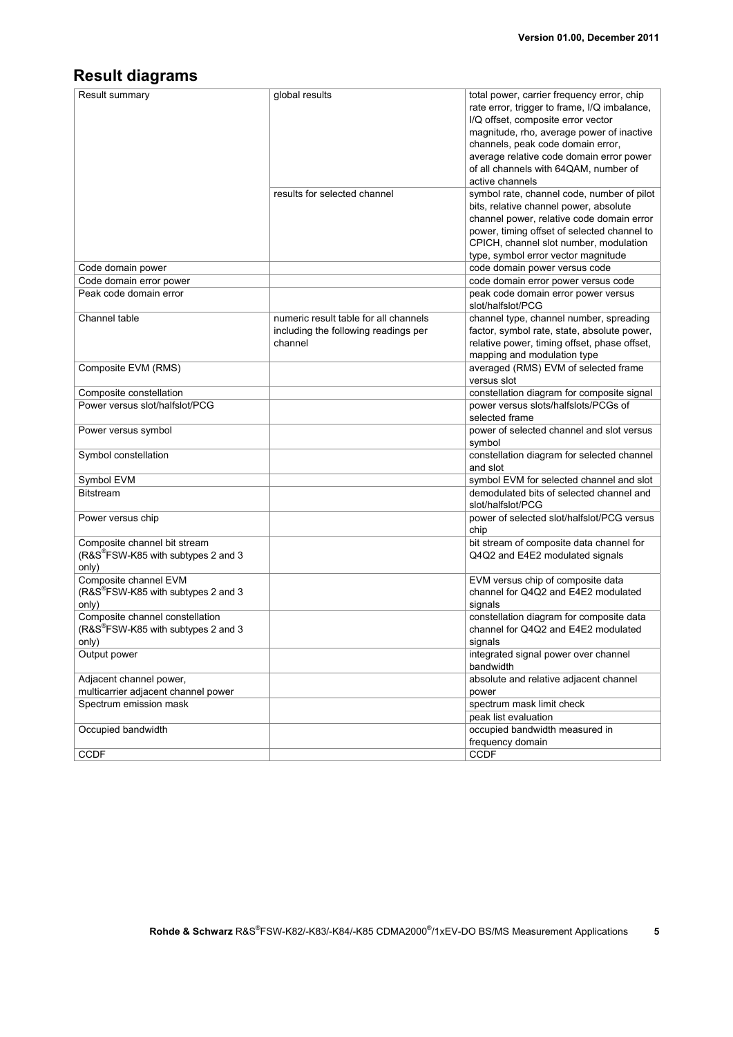## Result diagrams

| Result summary | global results | total power, carrier frequency error, chip rate error, trigger to frame, I/Q imbalance, I/Q offset, composite error vector magnitude, rho, average power of inactive channels, peak code domain error, average relative code domain error power of all channels with 64QAM, number of active channels |
|---|---|---|
| | results for selected channel | symbol rate, channel code, number of pilot bits, relative channel power, absolute channel power, relative code domain error power, timing offset of selected channel to CPICH, channel slot number, modulation type, symbol error vector magnitude |
| Code domain power | | code domain power versus code |
| Code domain error power | | code domain error power versus code |
| Peak code domain error | | peak code domain error power versus slot/halfslot/PCG |
| Channel table | numeric result table for all channels including the following readings per channel | channel type, channel number, spreading factor, symbol rate, state, absolute power, relative power, timing offset, phase offset, mapping and modulation type |
| Composite EVM (RMS) | | averaged (RMS) EVM of selected frame versus slot |
| Composite constellation | | constellation diagram for composite signal |
| Power versus slot/halfslot/PCG | | power versus slots/halfslots/PCGs of selected frame |
| Power versus symbol | | power of selected channel and slot versus symbol |
| Symbol constellation | | constellation diagram for selected channel and slot |
| Symbol EVM | | symbol EVM for selected channel and slot |
| Bitstream | | demodulated bits of selected channel and slot/halfslot/PCG |
| Power versus chip | | power of selected slot/halfslot/PCG versus chip |
| Composite channel bit stream (R&S®FSW-K85 with subtypes 2 and 3 only) | | bit stream of composite data channel for Q4Q2 and E4E2 modulated signals |
| Composite channel EVM (R&S®FSW-K85 with subtypes 2 and 3 only) | | EVM versus chip of composite data channel for Q4Q2 and E4E2 modulated signals |
| Composite channel constellation (R&S®FSW-K85 with subtypes 2 and 3 only) | | constellation diagram for composite data channel for Q4Q2 and E4E2 modulated signals |
| Output power | | integrated signal power over channel bandwidth |
| Adjacent channel power, multicarrier adjacent channel power | | absolute and relative adjacent channel power |
| Spectrum emission mask | | spectrum mask limit check |
| | | peak list evaluation |
| Occupied bandwidth | | occupied bandwidth measured in frequency domain |
| CCDF | | CCDF |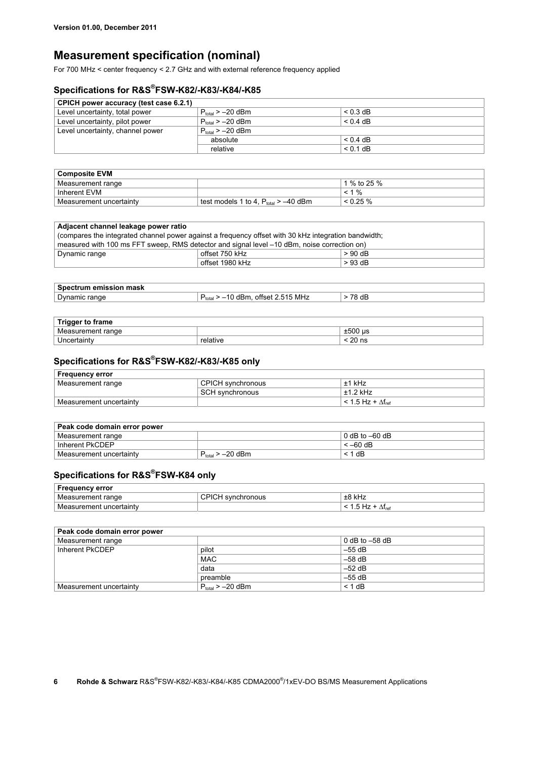# Measurement specification (nominal)

For 700 MHz < center frequency < 2.7 GHz and with external reference frequency applied

## Specifications for R&S®FSW-K82/-K83/-K84/-K85

| CPICH power accuracy (test case 6.2.1) | | |
|---|---|---|
| Level uncertainty, total power | $P_{total}$ > –20 dBm | < 0.3 dB |
| Level uncertainty, pilot power | $P_{total}$ > –20 dBm | < 0.4 dB |
| Level uncertainty, channel power | $P_{total}$ > –20 dBm | |
| | absolute | < 0.4 dB |
| | relative | < 0.1 dB |

| Composite EVM | | |
|---|---|---|
| Measurement range | | 1 % to 25 % |
| Inherent EVM | | < 1 % |
| Measurement uncertainty | test models 1 to 4, $P_{total}$ > –40 dBm | < 0.25 % |

| Adjacent channel leakage power ratio (compares the integrated channel power against a frequency offset with 30 kHz integration bandwidth; measured with 100 ms FFT sweep, RMS detector and signal level –10 dBm, noise correction on) | | |
|---|---|---|
| Dynamic range | offset 750 kHz | > 90 dB |
| | offset 1980 kHz | > 93 dB |

| Spectrum emission mask | | |
|---|---|---|
| Dynamic range | $P_{total}$ > –10 dBm, offset 2.515 MHz | > 78 dB |

| Trigger to frame | | |
|---|---|---|
| Measurement range | | ±500 µs |
| Uncertainty | relative | < 20 ns |

## Specifications for R&S®FSW-K82/-K83/-K85 only

| Frequency error | | |
|---|---|---|
| Measurement range | CPICH synchronous | ±1 kHz |
| | SCH synchronous | ±1.2 kHz |
| Measurement uncertainty | | < 1.5 Hz + $\Delta f_{ref}$ |

| Peak code domain error power | | |
|---|---|---|
| Measurement range | | 0 dB to –60 dB |
| Inherent PkCDEP | | < –60 dB |
| Measurement uncertainty | $P_{total}$ > –20 dBm | < 1 dB |

## Specifications for R&S®FSW-K84 only

| Frequency error | | |
|---|---|---|
| Measurement range | CPICH synchronous | ±8 kHz |
| Measurement uncertainty | | < 1.5 Hz + $\Delta f_{ref}$ |

| Peak code domain error power | | |
|---|---|---|
| Measurement range | | 0 dB to –58 dB |
| Inherent PkCDEP | pilot | –55 dB |
| | MAC | –58 dB |
| | data | –52 dB |
| | preamble | –55 dB |
| Measurement uncertainty | $P_{total}$ > –20 dBm | < 1 dB |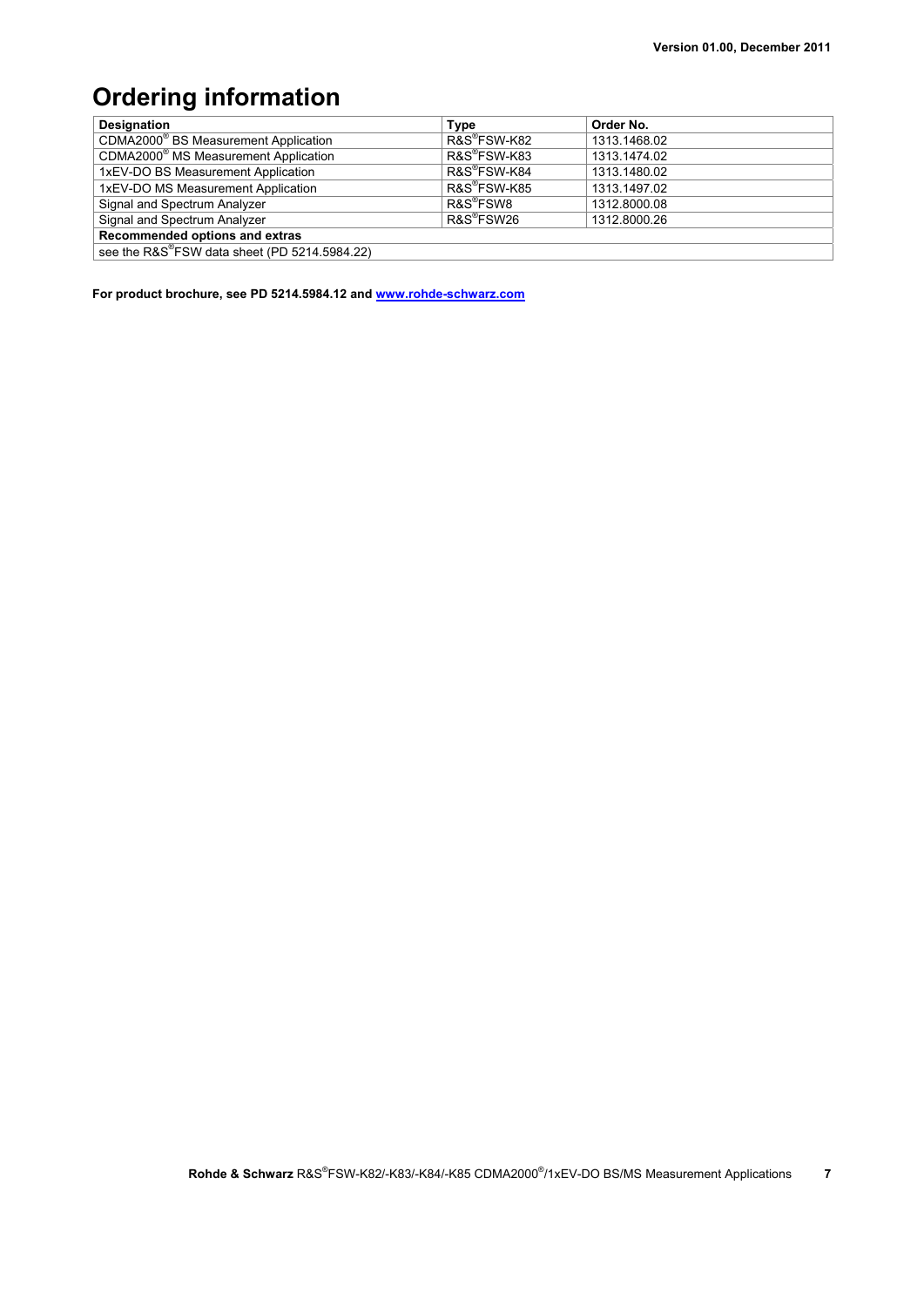# Ordering information

| Designation | Type | Order No. |
|---|---|---|
| CDMA2000® BS Measurement Application | R&S®FSW-K82 | 1313.1468.02 |
| CDMA2000® MS Measurement Application | R&S®FSW-K83 | 1313.1474.02 |
| 1xEV-DO BS Measurement Application | R&S®FSW-K84 | 1313.1480.02 |
| 1xEV-DO MS Measurement Application | R&S®FSW-K85 | 1313.1497.02 |
| Signal and Spectrum Analyzer | R&S®FSW8 | 1312.8000.08 |
| Signal and Spectrum Analyzer | R&S®FSW26 | 1312.8000.26 |
| **Recommended options and extras** | | |
| see the R&S®FSW data sheet (PD 5214.5984.22) | | |

**For product brochure, see PD 5214.5984.12 and [www.rohde-schwarz.com](www.rohde-schwarz.com)**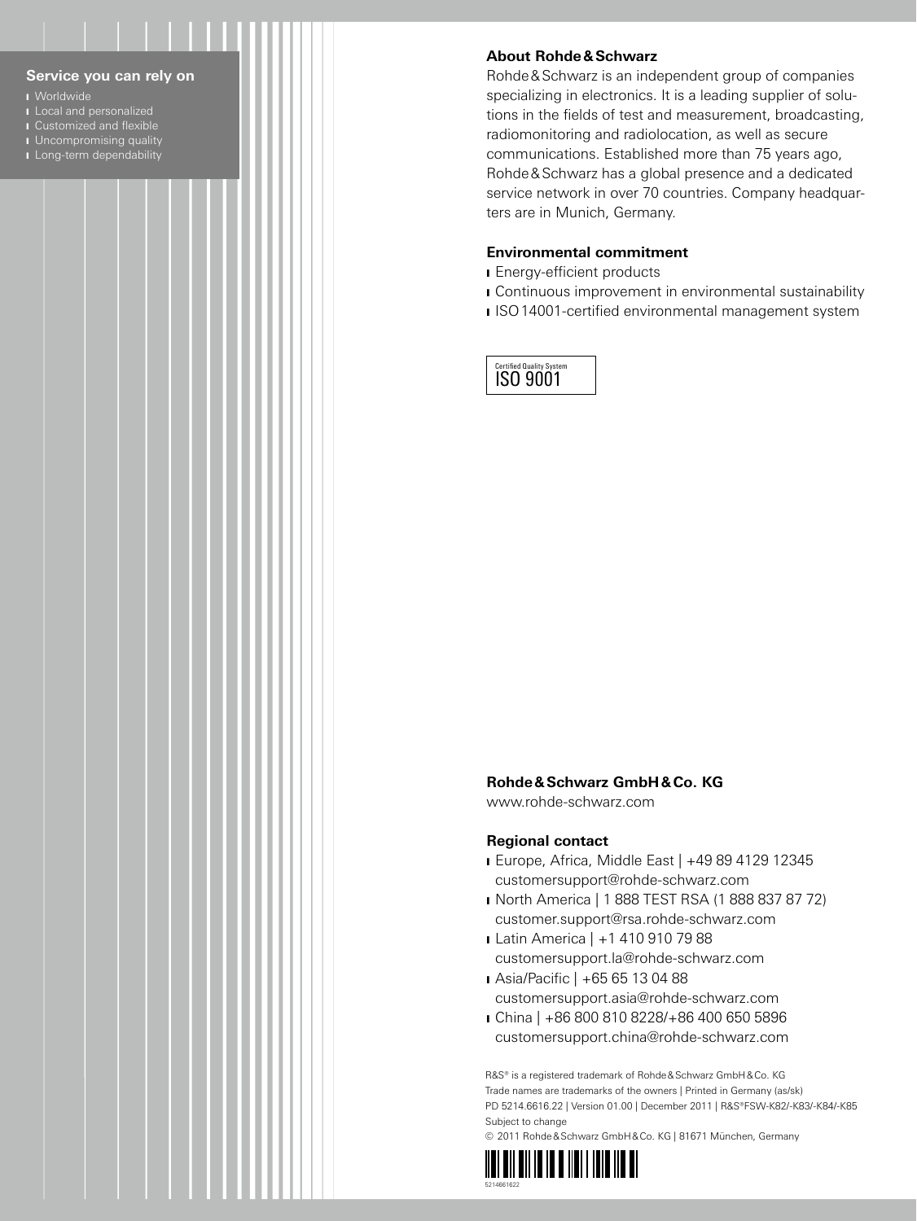### Service you can rely on

- Worldwide
- Local and personalized
- Customized and flexible
- Uncompromising quality
- Long-term dependability

### About Rohde&Schwarz

Rohde&Schwarz is an independent group of companies specializing in electronics. It is a leading supplier of solutions in the fields of test and measurement, broadcasting, radiomonitoring and radiolocation, as well as secure communications. Established more than 75 years ago, Rohde&Schwarz has a global presence and a dedicated service network in over 70 countries. Company headquarters are in Munich, Germany.

### Environmental commitment

- Energy-efficient products
- Continuous improvement in environmental sustainability
- ISO 14001-certified environmental management system

Certified Quality System
ISO 9001

### Rohde&Schwarz GmbH&Co. KG

www.rohde-schwarz.com

### Regional contact

- Europe, Africa, Middle East | +49 89 4129 12345
  customersupport@rohde-schwarz.com
- North America | 1 888 TEST RSA (1 888 837 87 72)
  customer.support@rsa.rohde-schwarz.com
- Latin America | +1 410 910 79 88
  customersupport.la@rohde-schwarz.com
- Asia/Pacific | +65 65 13 04 88
  customersupport.asia@rohde-schwarz.com
- China | +86 800 810 8228/+86 400 650 5896
  customersupport.china@rohde-schwarz.com

R&S® is a registered trademark of Rohde&Schwarz GmbH&Co. KG
Trade names are trademarks of the owners | Printed in Germany (as/sk)
PD 5214.6616.22 | Version 01.00 | December 2011 | R&S®FSW-K82/-K83/-K84/-K85
Subject to change
© 2011 Rohde&Schwarz GmbH&Co. KG | 81671 München, Germany

5214661622